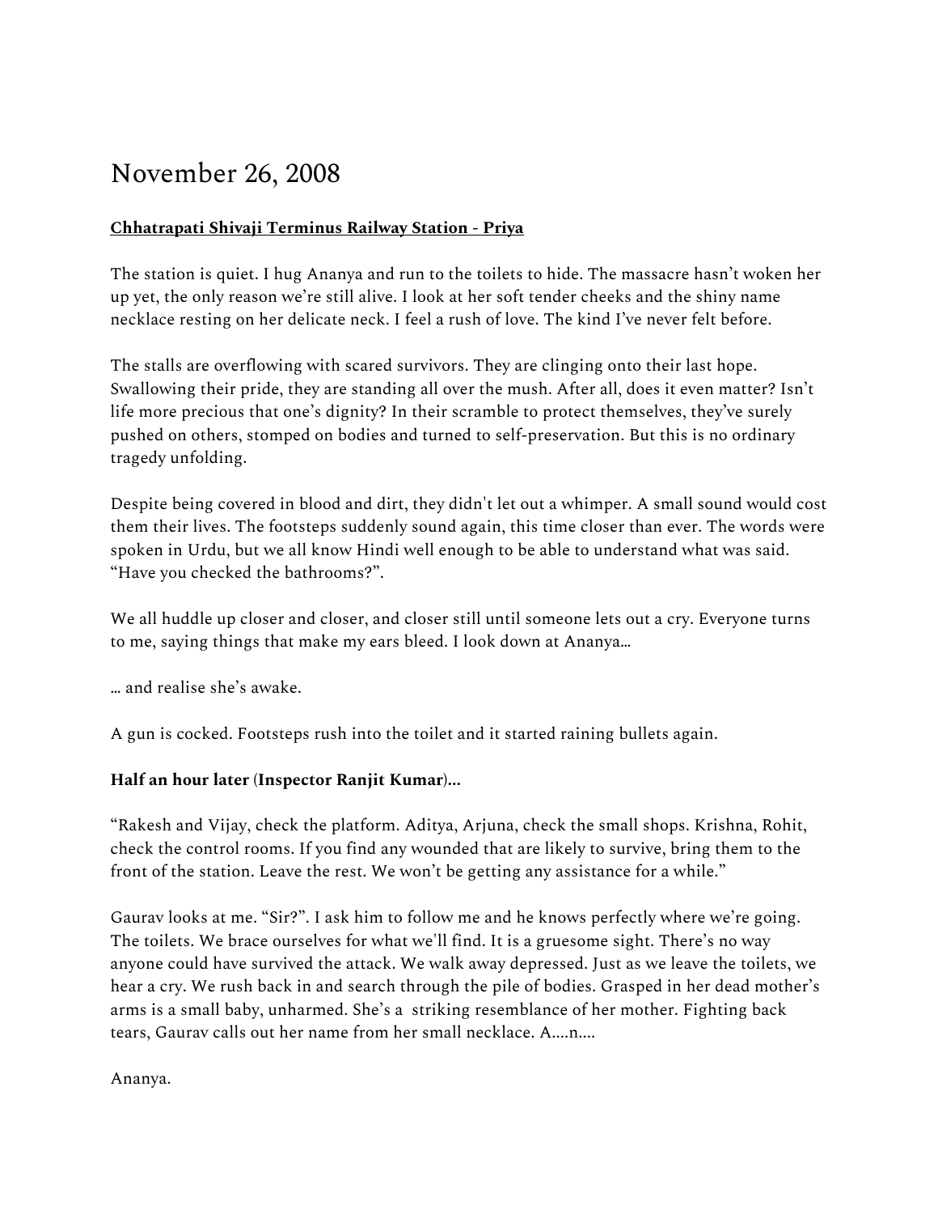# November 26, 2008

**Chhatrapati Shivaji Terminus Railway Station - Priya**

The station is quiet. I hug Ananya and run to the toilets to hide. The massacre hasn't woken her up yet, the only reason we're still alive. I look at her soft tender cheeks and the shiny name necklace resting on her delicate neck. I feel a rush of love. The kind I've never felt before.

The stalls are overflowing with scared survivors. They are clinging onto their last hope. Swallowing their pride, they are standing all over the mush. After all, does it even matter? Isn't life more precious that one's dignity? In their scramble to protect themselves, they've surely pushed on others, stomped on bodies and turned to self-preservation. But this is no ordinary tragedy unfolding.

Despite being covered in blood and dirt, they didn't let out a whimper. A small sound would cost them their lives. The footsteps suddenly sound again, this time closer than ever. The words were spoken in Urdu, but we all know Hindi well enough to be able to understand what was said. "Have you checked the bathrooms?".

We all huddle up closer and closer, and closer still until someone lets out a cry. Everyone turns to me, saying things that make my ears bleed. I look down at Ananya…

… and realise she's awake.

A gun is cocked. Footsteps rush into the toilet and it started raining bullets again.

**Half an hour later (Inspector Ranjit Kumar)…**

"Rakesh and Vijay, check the platform. Aditya, Arjuna, check the small shops. Krishna, Rohit, check the control rooms. If you find any wounded that are likely to survive, bring them to the front of the station. Leave the rest. We won't be getting any assistance for a while."

Gaurav looks at me. "Sir?". I ask him to follow me and he knows perfectly where we're going. The toilets. We brace ourselves for what we'll find. It is a gruesome sight. There's no way anyone could have survived the attack. We walk away depressed. Just as we leave the toilets, we hear a cry. We rush back in and search through the pile of bodies. Grasped in her dead mother's arms is a small baby, unharmed. She's a striking resemblance of her mother. Fighting back tears, Gaurav calls out her name from her small necklace. A….n….

Ananya.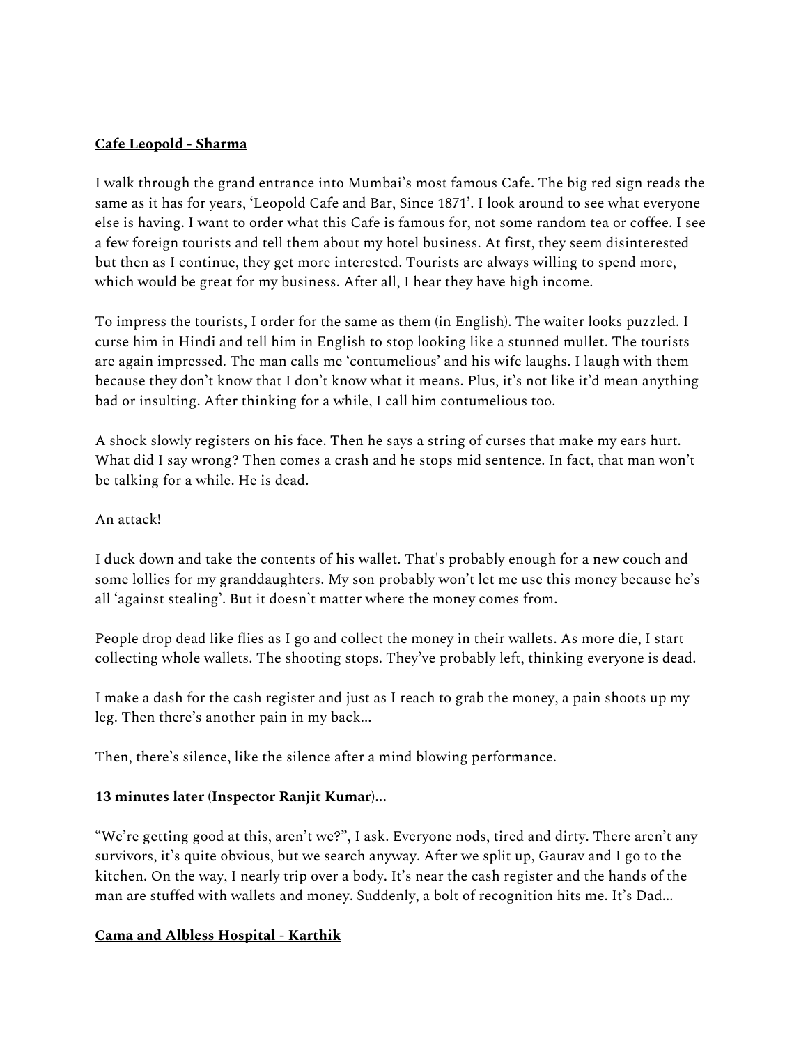**Cafe Leopold - Sharma**

I walk through the grand entrance into Mumbai's most famous Cafe. The big red sign reads the same as it has for years, 'Leopold Cafe and Bar, Since 1871'. I look around to see what everyone else is having. I want to order what this Cafe is famous for, not some random tea or coffee. I see a few foreign tourists and tell them about my hotel business. At first, they seem disinterested but then as I continue, they get more interested. Tourists are always willing to spend more, which would be great for my business. After all, I hear they have high income.

To impress the tourists, I order for the same as them (in English). The waiter looks puzzled. I curse him in Hindi and tell him in English to stop looking like a stunned mullet. The tourists are again impressed. The man calls me 'contumelious' and his wife laughs. I laugh with them because they don't know that I don't know what it means. Plus, it's not like it'd mean anything bad or insulting. After thinking for a while, I call him contumelious too.

A shock slowly registers on his face. Then he says a string of curses that make my ears hurt. What did I say wrong? Then comes a crash and he stops mid sentence. In fact, that man won't be talking for a while. He is dead.

An attack!

I duck down and take the contents of his wallet. That's probably enough for a new couch and some lollies for my granddaughters. My son probably won't let me use this money because he's all 'against stealing'. But it doesn't matter where the money comes from.

People drop dead like flies as I go and collect the money in their wallets. As more die, I start collecting whole wallets. The shooting stops. They've probably left, thinking everyone is dead.

I make a dash for the cash register and just as I reach to grab the money, a pain shoots up my leg. Then there's another pain in my back...

Then, there's silence, like the silence after a mind blowing performance.

**13 minutes later (Inspector Ranjit Kumar)...**

"We're getting good at this, aren't we?", I ask. Everyone nods, tired and dirty. There aren't any survivors, it's quite obvious, but we search anyway. After we split up, Gaurav and I go to the kitchen. On the way, I nearly trip over a body. It's near the cash register and the hands of the man are stuffed with wallets and money. Suddenly, a bolt of recognition hits me. It's Dad...

**Cama and Albless Hospital - Karthik**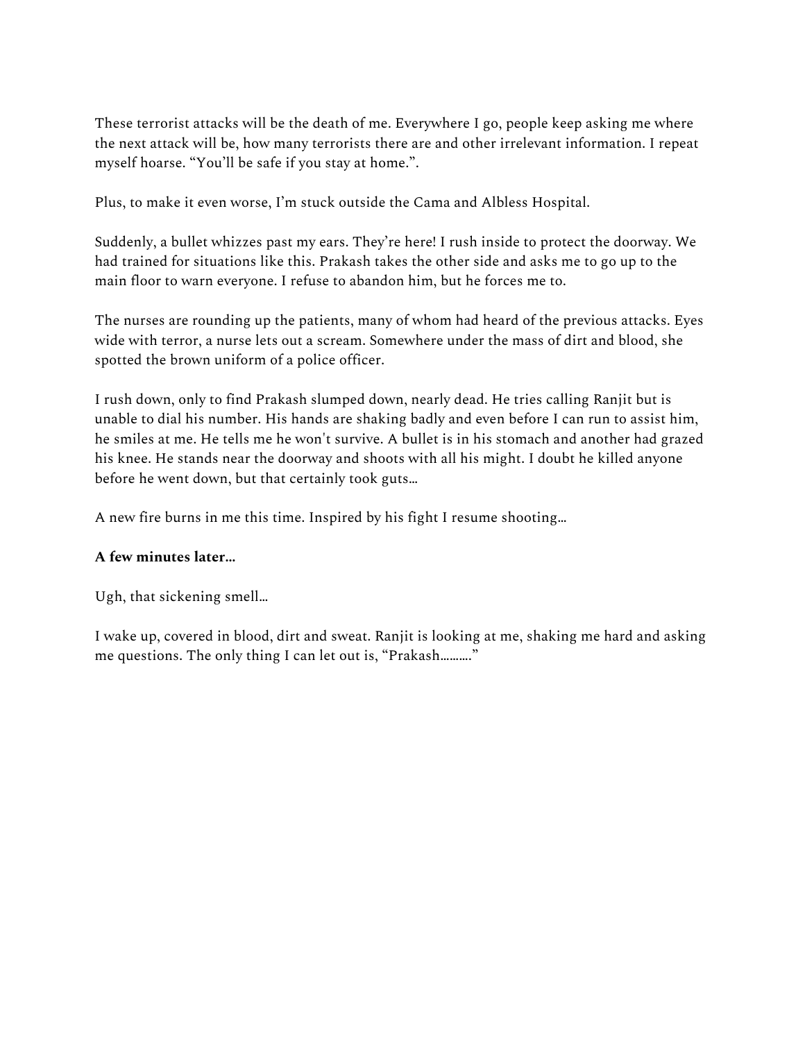These terrorist attacks will be the death of me. Everywhere I go, people keep asking me where the next attack will be, how many terrorists there are and other irrelevant information. I repeat myself hoarse. "You'll be safe if you stay at home.".

Plus, to make it even worse, I'm stuck outside the Cama and Albless Hospital.

Suddenly, a bullet whizzes past my ears. They're here! I rush inside to protect the doorway. We had trained for situations like this. Prakash takes the other side and asks me to go up to the main floor to warn everyone. I refuse to abandon him, but he forces me to.

The nurses are rounding up the patients, many of whom had heard of the previous attacks. Eyes wide with terror, a nurse lets out a scream. Somewhere under the mass of dirt and blood, she spotted the brown uniform of a police officer.

I rush down, only to find Prakash slumped down, nearly dead. He tries calling Ranjit but is unable to dial his number. His hands are shaking badly and even before I can run to assist him, he smiles at me. He tells me he won't survive. A bullet is in his stomach and another had grazed his knee. He stands near the doorway and shoots with all his might. I doubt he killed anyone before he went down, but that certainly took guts…

A new fire burns in me this time. Inspired by his fight I resume shooting…

**A few minutes later…**

Ugh, that sickening smell…

I wake up, covered in blood, dirt and sweat. Ranjit is looking at me, shaking me hard and asking me questions. The only thing I can let out is, "Prakash………."